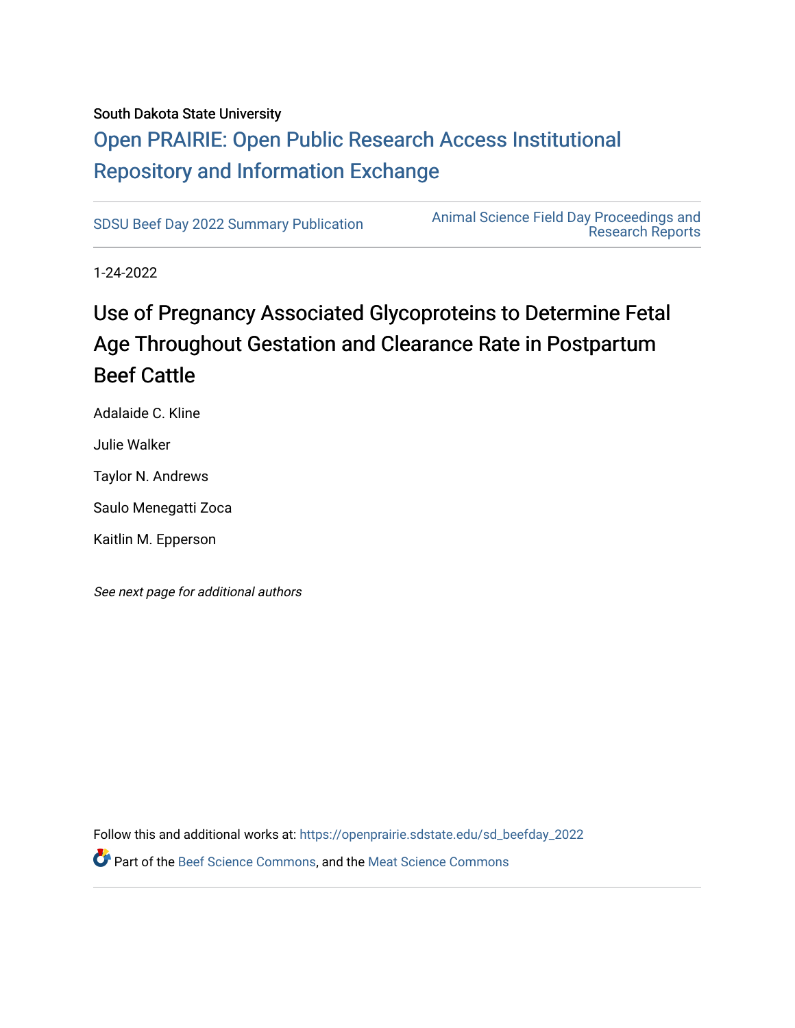South Dakota State University

# Open PRAIRIE: Open Public Research Access Institutional Repository and Information Exchange

SDSU Beef Day 2022 Summary Publication

Animal Science Field Day Proceedings and Research Reports

1-24-2022

## Use of Pregnancy Associated Glycoproteins to Determine Fetal Age Throughout Gestation and Clearance Rate in Postpartum Beef Cattle

Adalaide C. Kline

Julie Walker

Taylor N. Andrews

Saulo Menegatti Zoca

Kaitlin M. Epperson

*See next page for additional authors*

Follow this and additional works at: https://openprairie.sdstate.edu/sd_beefday_2022

Part of the Beef Science Commons, and the Meat Science Commons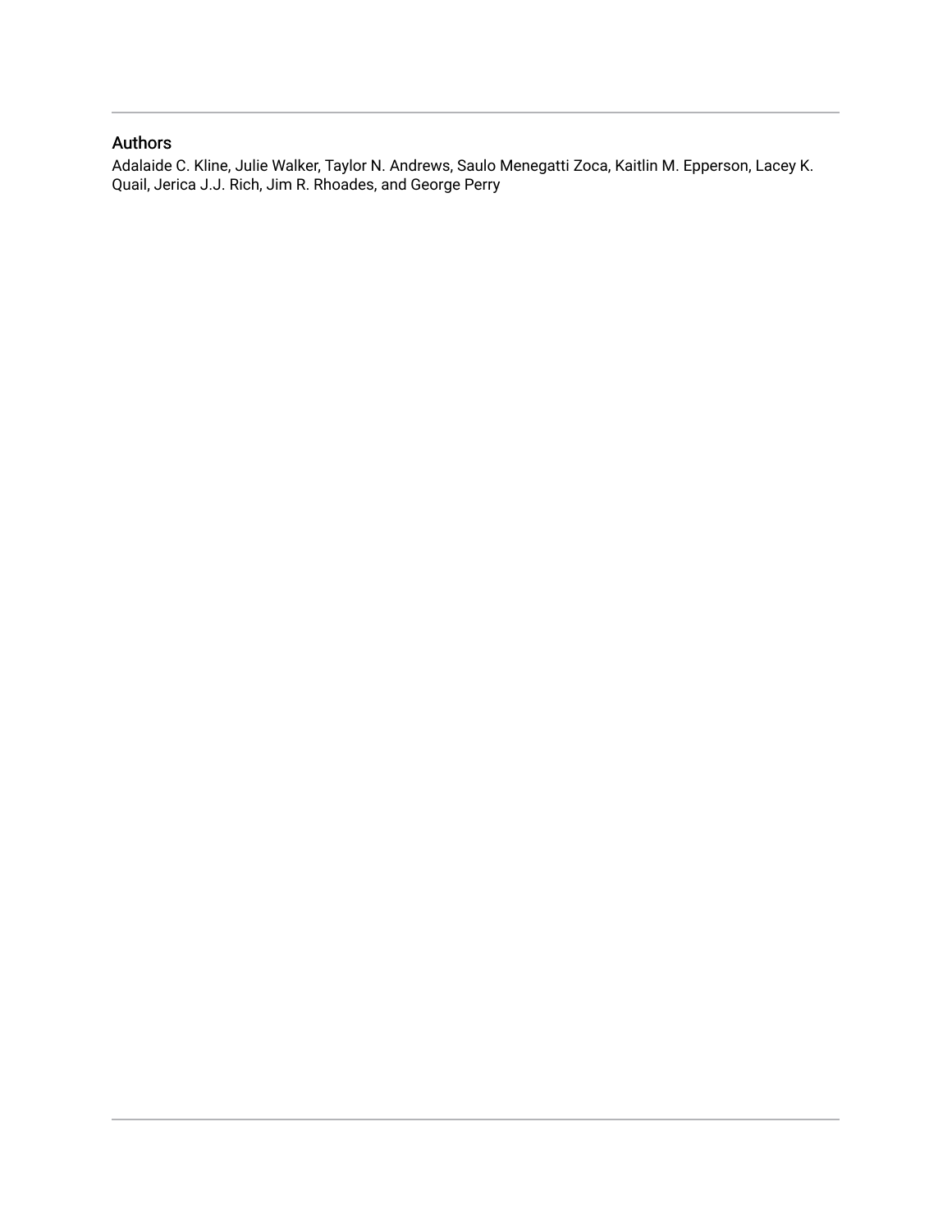## Authors

Adalaide C. Kline, Julie Walker, Taylor N. Andrews, Saulo Menegatti Zoca, Kaitlin M. Epperson, Lacey K. Quail, Jerica J.J. Rich, Jim R. Rhoades, and George Perry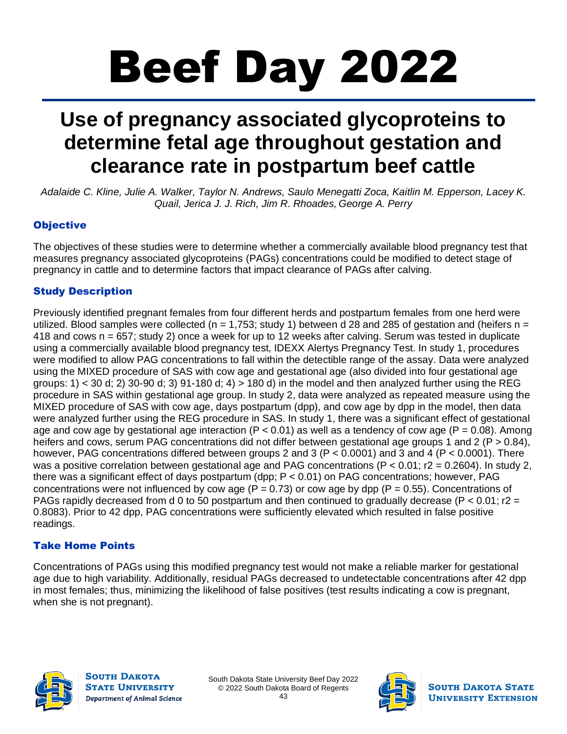# Beef Day 2022

## Use of pregnancy associated glycoproteins to determine fetal age throughout gestation and clearance rate in postpartum beef cattle

*Adalaide C. Kline, Julie A. Walker, Taylor N. Andrews, Saulo Menegatti Zoca, Kaitlin M. Epperson, Lacey K. Quail, Jerica J. J. Rich, Jim R. Rhoades, George A. Perry*

### Objective

The objectives of these studies were to determine whether a commercially available blood pregnancy test that measures pregnancy associated glycoproteins (PAGs) concentrations could be modified to detect stage of pregnancy in cattle and to determine factors that impact clearance of PAGs after calving.

### Study Description

Previously identified pregnant females from four different herds and postpartum females from one herd were utilized. Blood samples were collected (n = 1,753; study 1) between d 28 and 285 of gestation and (heifers n = 418 and cows n = 657; study 2) once a week for up to 12 weeks after calving. Serum was tested in duplicate using a commercially available blood pregnancy test, IDEXX Alertys Pregnancy Test. In study 1, procedures were modified to allow PAG concentrations to fall within the detectible range of the assay. Data were analyzed using the MIXED procedure of SAS with cow age and gestational age (also divided into four gestational age groups: 1) < 30 d; 2) 30-90 d; 3) 91-180 d; 4) > 180 d) in the model and then analyzed further using the REG procedure in SAS within gestational age group. In study 2, data were analyzed as repeated measure using the MIXED procedure of SAS with cow age, days postpartum (dpp), and cow age by dpp in the model, then data were analyzed further using the REG procedure in SAS. In study 1, there was a significant effect of gestational age and cow age by gestational age interaction ($P < 0.01$) as well as a tendency of cow age ($P = 0.08$). Among heifers and cows, serum PAG concentrations did not differ between gestational age groups 1 and 2 ($P > 0.84$), however, PAG concentrations differed between groups 2 and 3 ($P < 0.0001$) and 3 and 4 ($P < 0.0001$). There was a positive correlation between gestational age and PAG concentrations ($P < 0.01$; $r2 = 0.2604$). In study 2, there was a significant effect of days postpartum (dpp; $P < 0.01$) on PAG concentrations; however, PAG concentrations were not influenced by cow age ($P = 0.73$) or cow age by dpp ($P = 0.55$). Concentrations of PAGs rapidly decreased from d 0 to 50 postpartum and then continued to gradually decrease ($P < 0.01$; $r2 = 0.8083$). Prior to 42 dpp, PAG concentrations were sufficiently elevated which resulted in false positive readings.

### Take Home Points

Concentrations of PAGs using this modified pregnancy test would not make a reliable marker for gestational age due to high variability. Additionally, residual PAGs decreased to undetectable concentrations after 42 dpp in most females; thus, minimizing the likelihood of false positives (test results indicating a cow is pregnant, when she is not pregnant).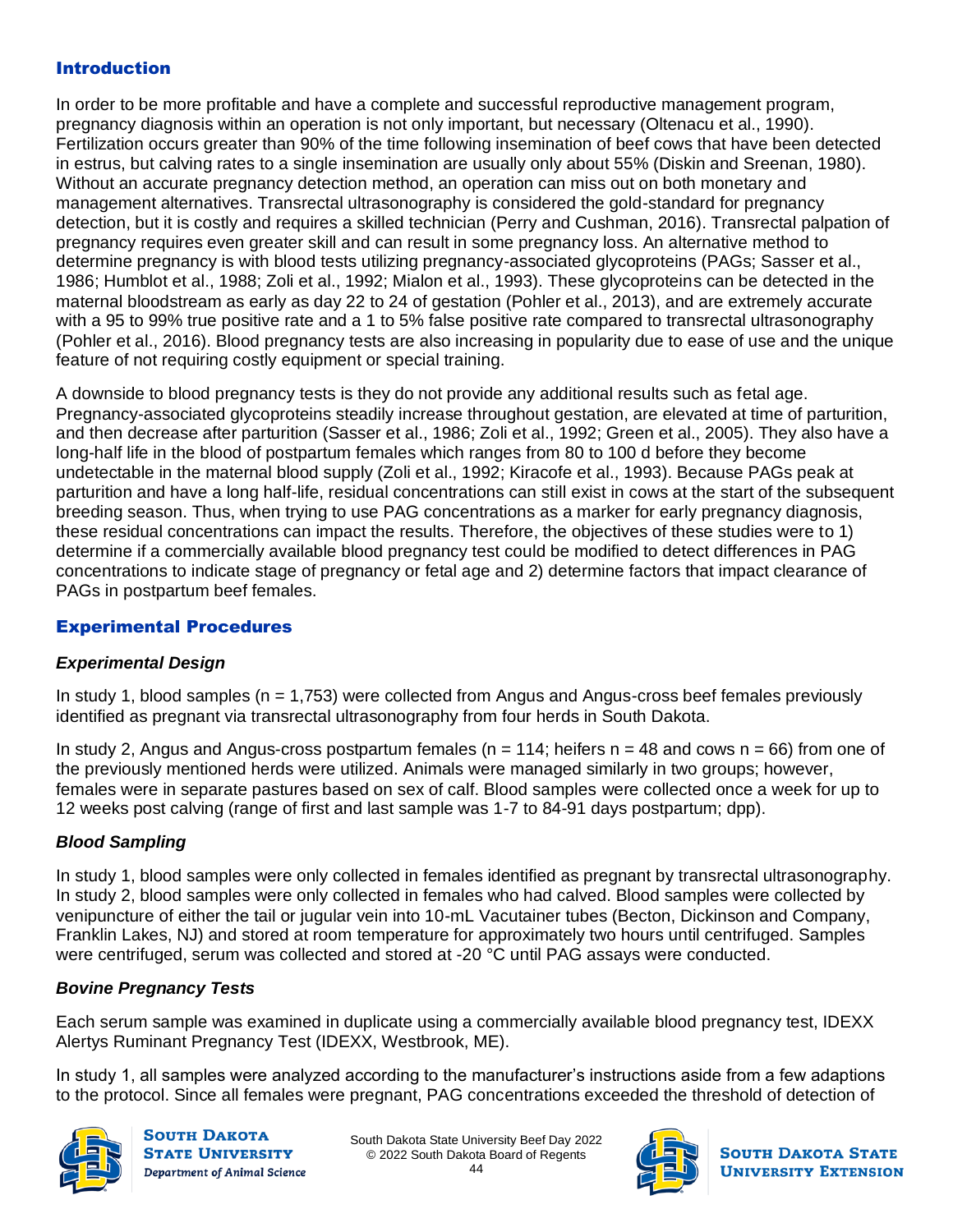## Introduction

In order to be more profitable and have a complete and successful reproductive management program, pregnancy diagnosis within an operation is not only important, but necessary (Oltenacu et al., 1990). Fertilization occurs greater than 90% of the time following insemination of beef cows that have been detected in estrus, but calving rates to a single insemination are usually only about 55% (Diskin and Sreenan, 1980). Without an accurate pregnancy detection method, an operation can miss out on both monetary and management alternatives. Transrectal ultrasonography is considered the gold-standard for pregnancy detection, but it is costly and requires a skilled technician (Perry and Cushman, 2016). Transrectal palpation of pregnancy requires even greater skill and can result in some pregnancy loss. An alternative method to determine pregnancy is with blood tests utilizing pregnancy-associated glycoproteins (PAGs; Sasser et al., 1986; Humblot et al., 1988; Zoli et al., 1992; Mialon et al., 1993). These glycoproteins can be detected in the maternal bloodstream as early as day 22 to 24 of gestation (Pohler et al., 2013), and are extremely accurate with a 95 to 99% true positive rate and a 1 to 5% false positive rate compared to transrectal ultrasonography (Pohler et al., 2016). Blood pregnancy tests are also increasing in popularity due to ease of use and the unique feature of not requiring costly equipment or special training.

A downside to blood pregnancy tests is they do not provide any additional results such as fetal age. Pregnancy-associated glycoproteins steadily increase throughout gestation, are elevated at time of parturition, and then decrease after parturition (Sasser et al., 1986; Zoli et al., 1992; Green et al., 2005). They also have a long-half life in the blood of postpartum females which ranges from 80 to 100 d before they become undetectable in the maternal blood supply (Zoli et al., 1992; Kiracofe et al., 1993). Because PAGs peak at parturition and have a long half-life, residual concentrations can still exist in cows at the start of the subsequent breeding season. Thus, when trying to use PAG concentrations as a marker for early pregnancy diagnosis, these residual concentrations can impact the results. Therefore, the objectives of these studies were to 1) determine if a commercially available blood pregnancy test could be modified to detect differences in PAG concentrations to indicate stage of pregnancy or fetal age and 2) determine factors that impact clearance of PAGs in postpartum beef females.

## Experimental Procedures

### *Experimental Design*

In study 1, blood samples (n = 1,753) were collected from Angus and Angus-cross beef females previously identified as pregnant via transrectal ultrasonography from four herds in South Dakota.

In study 2, Angus and Angus-cross postpartum females (n = 114; heifers n = 48 and cows n = 66) from one of the previously mentioned herds were utilized. Animals were managed similarly in two groups; however, females were in separate pastures based on sex of calf. Blood samples were collected once a week for up to 12 weeks post calving (range of first and last sample was 1-7 to 84-91 days postpartum; dpp).

### *Blood Sampling*

In study 1, blood samples were only collected in females identified as pregnant by transrectal ultrasonography. In study 2, blood samples were only collected in females who had calved. Blood samples were collected by venipuncture of either the tail or jugular vein into 10-mL Vacutainer tubes (Becton, Dickinson and Company, Franklin Lakes, NJ) and stored at room temperature for approximately two hours until centrifuged. Samples were centrifuged, serum was collected and stored at -20 °C until PAG assays were conducted.

### *Bovine Pregnancy Tests*

Each serum sample was examined in duplicate using a commercially available blood pregnancy test, IDEXX Alertys Ruminant Pregnancy Test (IDEXX, Westbrook, ME).

In study 1, all samples were analyzed according to the manufacturer's instructions aside from a few adaptions to the protocol. Since all females were pregnant, PAG concentrations exceeded the threshold of detection of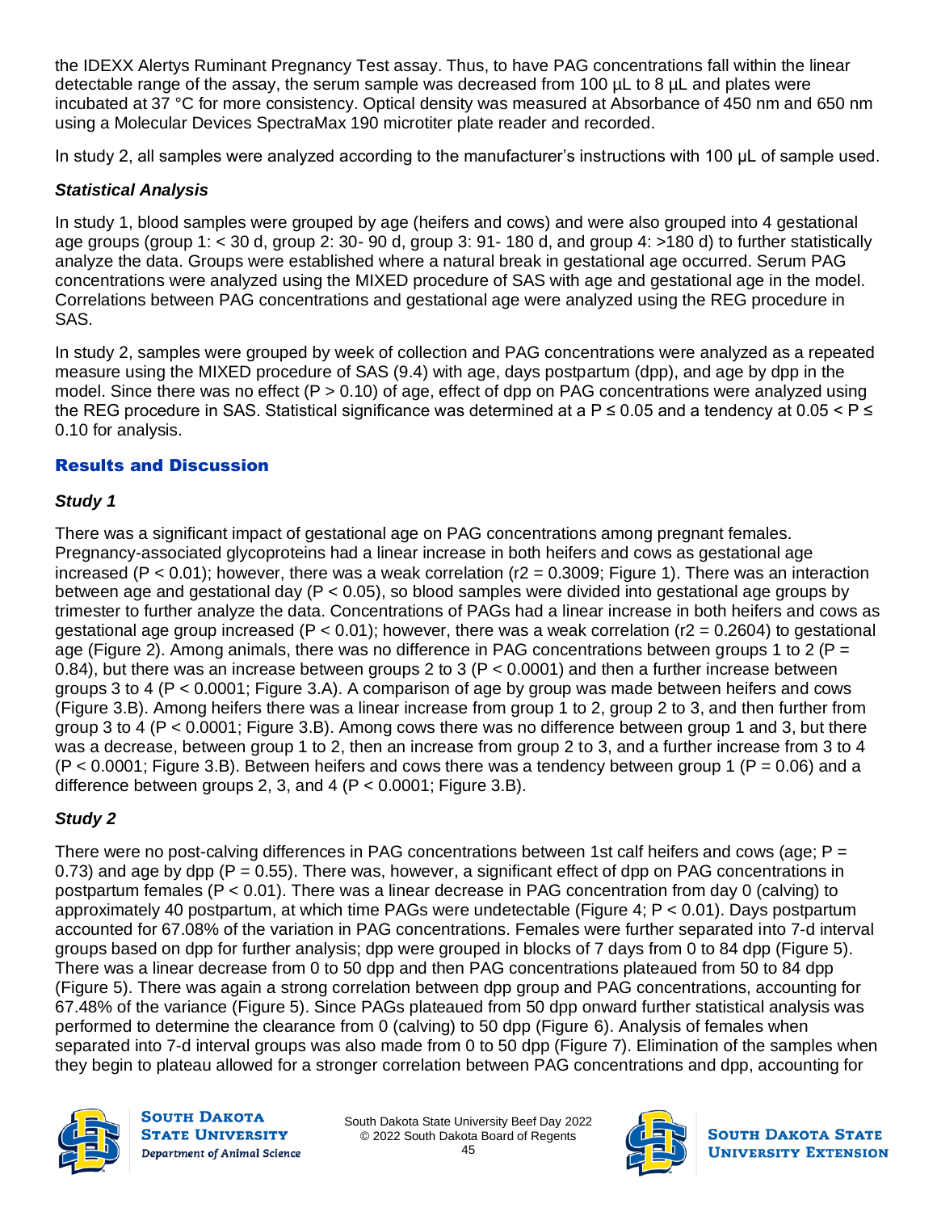the IDEXX Alertys Ruminant Pregnancy Test assay. Thus, to have PAG concentrations fall within the linear detectable range of the assay, the serum sample was decreased from 100 µL to 8 µL and plates were incubated at 37 °C for more consistency. Optical density was measured at Absorbance of 450 nm and 650 nm using a Molecular Devices SpectraMax 190 microtiter plate reader and recorded.

In study 2, all samples were analyzed according to the manufacturer's instructions with 100 µL of sample used.

### *Statistical Analysis*

In study 1, blood samples were grouped by age (heifers and cows) and were also grouped into 4 gestational age groups (group 1: < 30 d, group 2: 30- 90 d, group 3: 91- 180 d, and group 4: >180 d) to further statistically analyze the data. Groups were established where a natural break in gestational age occurred. Serum PAG concentrations were analyzed using the MIXED procedure of SAS with age and gestational age in the model. Correlations between PAG concentrations and gestational age were analyzed using the REG procedure in SAS.

In study 2, samples were grouped by week of collection and PAG concentrations were analyzed as a repeated measure using the MIXED procedure of SAS (9.4) with age, days postpartum (dpp), and age by dpp in the model. Since there was no effect ($P > 0.10$) of age, effect of dpp on PAG concentrations were analyzed using the REG procedure in SAS. Statistical significance was determined at a $P \leq 0.05$ and a tendency at $0.05 < P \leq 0.10$ for analysis.

## Results and Discussion

### *Study 1*

There was a significant impact of gestational age on PAG concentrations among pregnant females. Pregnancy-associated glycoproteins had a linear increase in both heifers and cows as gestational age increased ($P < 0.01$); however, there was a weak correlation ($r^2 = 0.3009$; Figure 1). There was an interaction between age and gestational day ($P < 0.05$), so blood samples were divided into gestational age groups by trimester to further analyze the data. Concentrations of PAGs had a linear increase in both heifers and cows as gestational age group increased ($P < 0.01$); however, there was a weak correlation ($r^2 = 0.2604$) to gestational age (Figure 2). Among animals, there was no difference in PAG concentrations between groups 1 to 2 ($P = 0.84$), but there was an increase between groups 2 to 3 ($P < 0.0001$) and then a further increase between groups 3 to 4 ($P < 0.0001$; Figure 3.A). A comparison of age by group was made between heifers and cows (Figure 3.B). Among heifers there was a linear increase from group 1 to 2, group 2 to 3, and then further from group 3 to 4 ($P < 0.0001$; Figure 3.B). Among cows there was no difference between group 1 and 3, but there was a decrease, between group 1 to 2, then an increase from group 2 to 3, and a further increase from 3 to 4 ($P < 0.0001$; Figure 3.B). Between heifers and cows there was a tendency between group 1 ($P = 0.06$) and a difference between groups 2, 3, and 4 ($P < 0.0001$; Figure 3.B).

### *Study 2*

There were no post-calving differences in PAG concentrations between 1st calf heifers and cows (age; $P = 0.73$) and age by dpp ($P = 0.55$). There was, however, a significant effect of dpp on PAG concentrations in postpartum females ($P < 0.01$). There was a linear decrease in PAG concentration from day 0 (calving) to approximately 40 postpartum, at which time PAGs were undetectable (Figure 4; $P < 0.01$). Days postpartum accounted for 67.08% of the variation in PAG concentrations. Females were further separated into 7-d interval groups based on dpp for further analysis; dpp were grouped in blocks of 7 days from 0 to 84 dpp (Figure 5). There was a linear decrease from 0 to 50 dpp and then PAG concentrations plateaued from 50 to 84 dpp (Figure 5). There was again a strong correlation between dpp group and PAG concentrations, accounting for 67.48% of the variance (Figure 5). Since PAGs plateaued from 50 dpp onward further statistical analysis was performed to determine the clearance from 0 (calving) to 50 dpp (Figure 6). Analysis of females when separated into 7-d interval groups was also made from 0 to 50 dpp (Figure 7). Elimination of the samples when they begin to plateau allowed for a stronger correlation between PAG concentrations and dpp, accounting for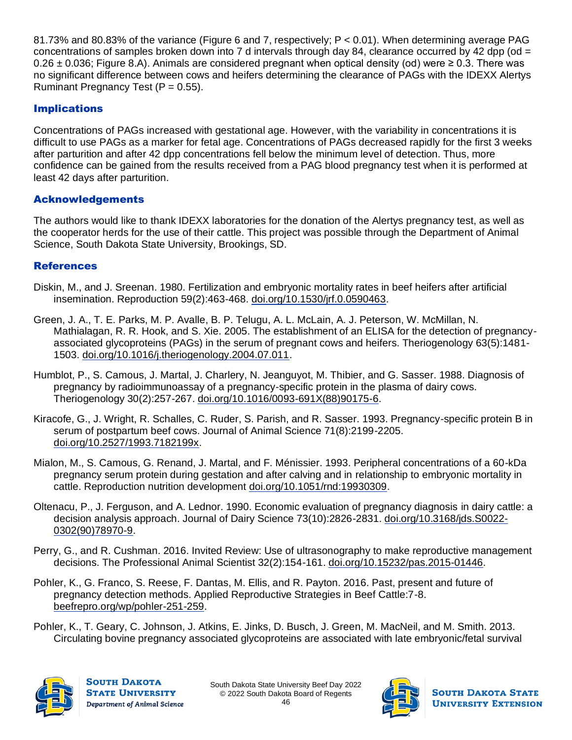81.73% and 80.83% of the variance (Figure 6 and 7, respectively; $P < 0.01$). When determining average PAG concentrations of samples broken down into 7 d intervals through day 84, clearance occurred by 42 dpp (od = $0.26 \pm 0.036$; Figure 8.A). Animals are considered pregnant when optical density (od) were $\geq 0.3$. There was no significant difference between cows and heifers determining the clearance of PAGs with the IDEXX Alertys Ruminant Pregnancy Test ($P = 0.55$).

## Implications

Concentrations of PAGs increased with gestational age. However, with the variability in concentrations it is difficult to use PAGs as a marker for fetal age. Concentrations of PAGs decreased rapidly for the first 3 weeks after parturition and after 42 dpp concentrations fell below the minimum level of detection. Thus, more confidence can be gained from the results received from a PAG blood pregnancy test when it is performed at least 42 days after parturition.

## Acknowledgements

The authors would like to thank IDEXX laboratories for the donation of the Alertys pregnancy test, as well as the cooperator herds for the use of their cattle. This project was possible through the Department of Animal Science, South Dakota State University, Brookings, SD.

## References

Diskin, M., and J. Sreenan. 1980. Fertilization and embryonic mortality rates in beef heifers after artificial insemination. Reproduction 59(2):463-468. doi.org/10.1530/jrf.0.0590463.

Green, J. A., T. E. Parks, M. P. Avalle, B. P. Telugu, A. L. McLain, A. J. Peterson, W. McMillan, N. Mathialagan, R. R. Hook, and S. Xie. 2005. The establishment of an ELISA for the detection of pregnancy-associated glycoproteins (PAGs) in the serum of pregnant cows and heifers. Theriogenology 63(5):1481-1503. doi.org/10.1016/j.theriogenology.2004.07.011.

Humblot, P., S. Camous, J. Martal, J. Charlery, N. Jeanguyot, M. Thibier, and G. Sasser. 1988. Diagnosis of pregnancy by radioimmunoassay of a pregnancy-specific protein in the plasma of dairy cows. Theriogenology 30(2):257-267. doi.org/10.1016/0093-691X(88)90175-6.

Kiracofe, G., J. Wright, R. Schalles, C. Ruder, S. Parish, and R. Sasser. 1993. Pregnancy-specific protein B in serum of postpartum beef cows. Journal of Animal Science 71(8):2199-2205. doi.org/10.2527/1993.7182199x.

Mialon, M., S. Camous, G. Renand, J. Martal, and F. Ménissier. 1993. Peripheral concentrations of a 60-kDa pregnancy serum protein during gestation and after calving and in relationship to embryonic mortality in cattle. Reproduction nutrition development doi.org/10.1051/rnd:19930309.

Oltenacu, P., J. Ferguson, and A. Lednor. 1990. Economic evaluation of pregnancy diagnosis in dairy cattle: a decision analysis approach. Journal of Dairy Science 73(10):2826-2831. doi.org/10.3168/jds.S0022-0302(90)78970-9.

Perry, G., and R. Cushman. 2016. Invited Review: Use of ultrasonography to make reproductive management decisions. The Professional Animal Scientist 32(2):154-161. doi.org/10.15232/pas.2015-01446.

Pohler, K., G. Franco, S. Reese, F. Dantas, M. Ellis, and R. Payton. 2016. Past, present and future of pregnancy detection methods. Applied Reproductive Strategies in Beef Cattle:7-8. beefrepro.org/wp/pohler-251-259.

Pohler, K., T. Geary, C. Johnson, J. Atkins, E. Jinks, D. Busch, J. Green, M. MacNeil, and M. Smith. 2013. Circulating bovine pregnancy associated glycoproteins are associated with late embryonic/fetal survival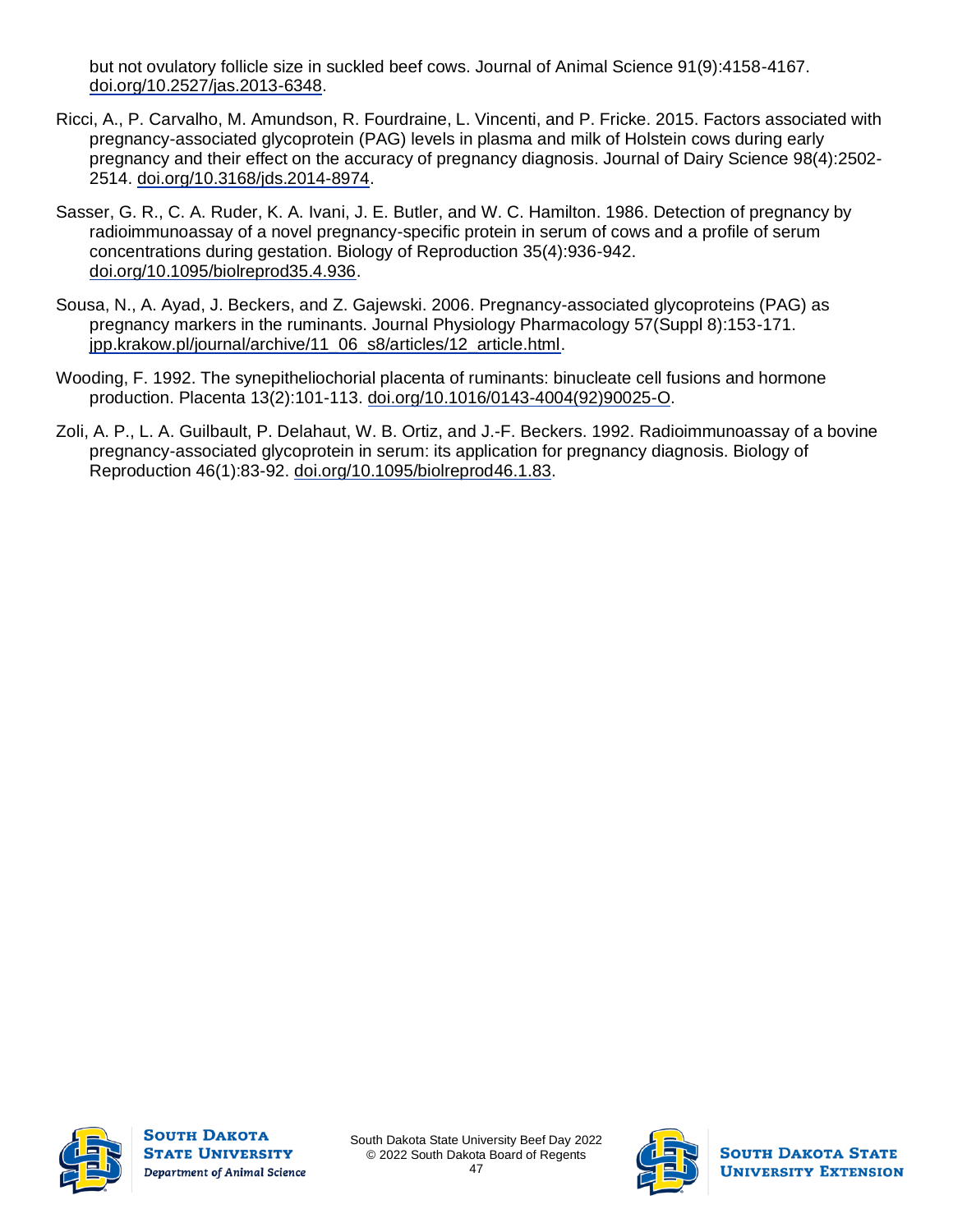but not ovulatory follicle size in suckled beef cows. Journal of Animal Science 91(9):4158-4167. doi.org/10.2527/jas.2013-6348.

Ricci, A., P. Carvalho, M. Amundson, R. Fourdraine, L. Vincenti, and P. Fricke. 2015. Factors associated with pregnancy-associated glycoprotein (PAG) levels in plasma and milk of Holstein cows during early pregnancy and their effect on the accuracy of pregnancy diagnosis. Journal of Dairy Science 98(4):2502-2514. doi.org/10.3168/jds.2014-8974.

Sasser, G. R., C. A. Ruder, K. A. Ivani, J. E. Butler, and W. C. Hamilton. 1986. Detection of pregnancy by radioimmunoassay of a novel pregnancy-specific protein in serum of cows and a profile of serum concentrations during gestation. Biology of Reproduction 35(4):936-942. doi.org/10.1095/biolreprod35.4.936.

Sousa, N., A. Ayad, J. Beckers, and Z. Gajewski. 2006. Pregnancy-associated glycoproteins (PAG) as pregnancy markers in the ruminants. Journal Physiology Pharmacology 57(Suppl 8):153-171. jpp.krakow.pl/journal/archive/11_06_s8/articles/12_article.html.

Wooding, F. 1992. The synepitheliochorial placenta of ruminants: binucleate cell fusions and hormone production. Placenta 13(2):101-113. doi.org/10.1016/0143-4004(92)90025-O.

Zoli, A. P., L. A. Guilbault, P. Delahaut, W. B. Ortiz, and J.-F. Beckers. 1992. Radioimmunoassay of a bovine pregnancy-associated glycoprotein in serum: its application for pregnancy diagnosis. Biology of Reproduction 46(1):83-92. doi.org/10.1095/biolreprod46.1.83.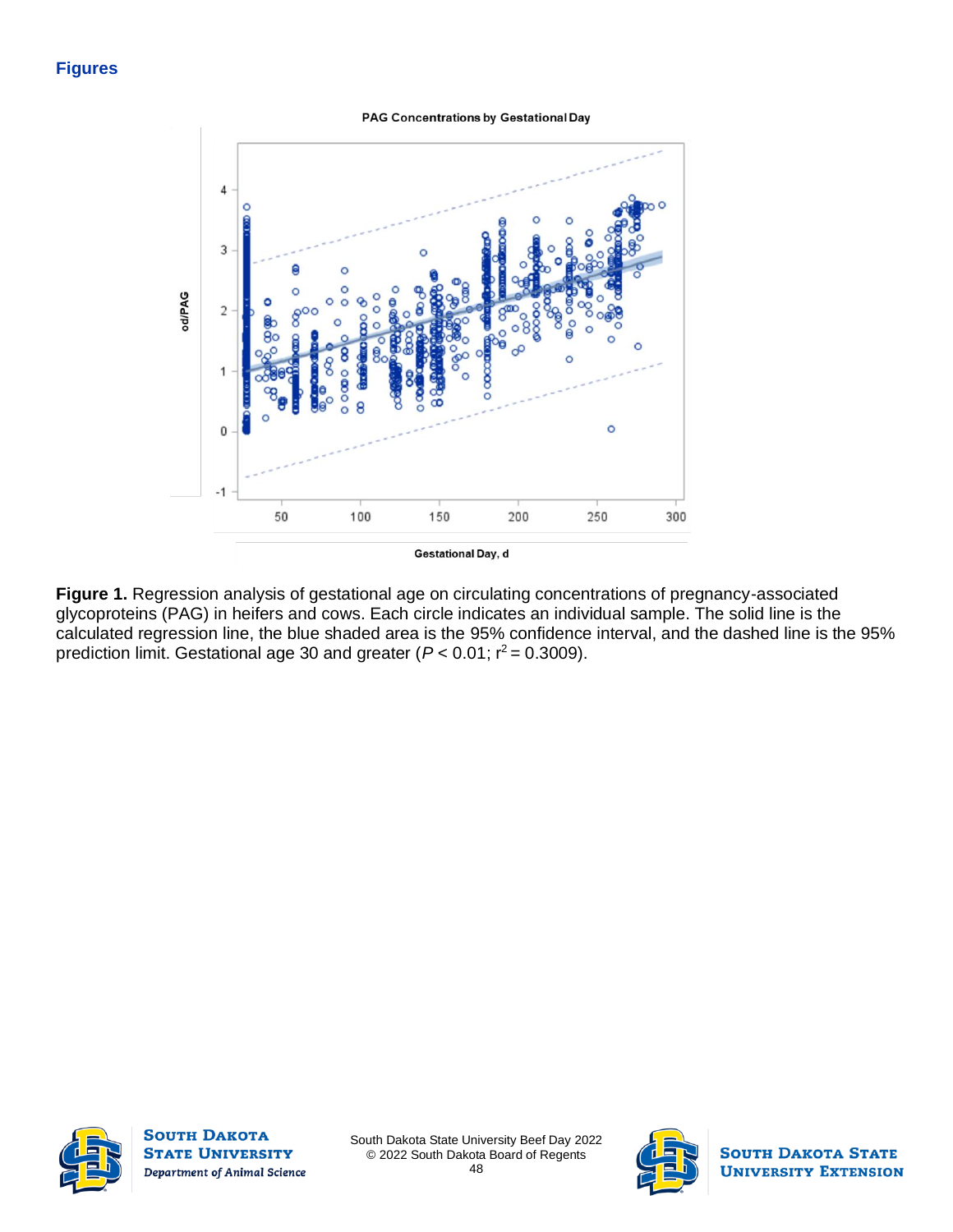## Figures

**Figure 1.** Regression analysis of gestational age on circulating concentrations of pregnancy-associated glycoproteins (PAG) in heifers and cows. Each circle indicates an individual sample. The solid line is the calculated regression line, the blue shaded area is the 95% confidence interval, and the dashed line is the 95% prediction limit. Gestational age 30 and greater ($P < 0.01$; $r^2 = 0.3009$).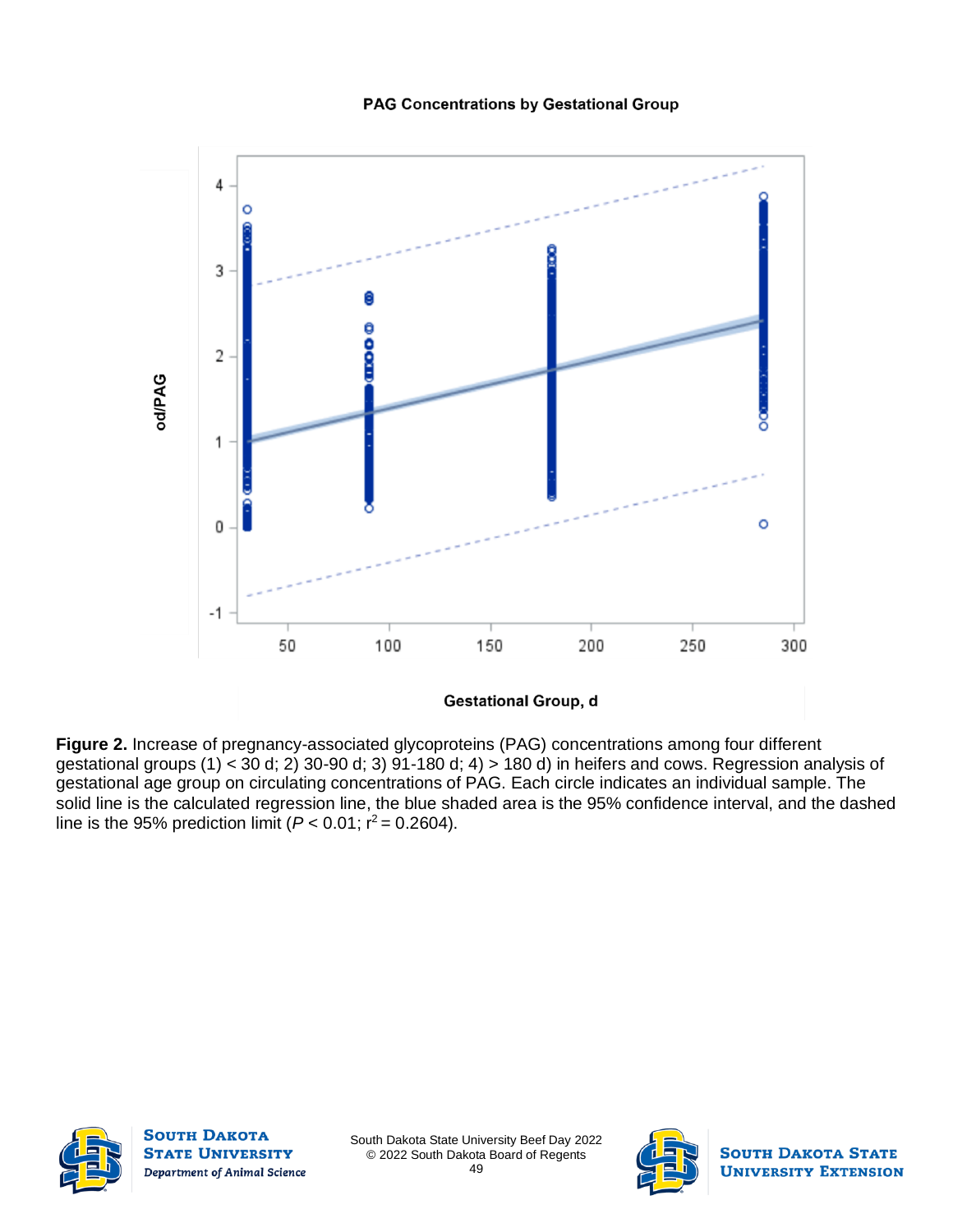**Figure 2.** Increase of pregnancy-associated glycoproteins (PAG) concentrations among four different gestational groups (1) < 30 d; 2) 30-90 d; 3) 91-180 d; 4) > 180 d) in heifers and cows. Regression analysis of gestational age group on circulating concentrations of PAG. Each circle indicates an individual sample. The solid line is the calculated regression line, the blue shaded area is the 95% confidence interval, and the dashed line is the 95% prediction limit ($P < 0.01$; $r^2 = 0.2604$).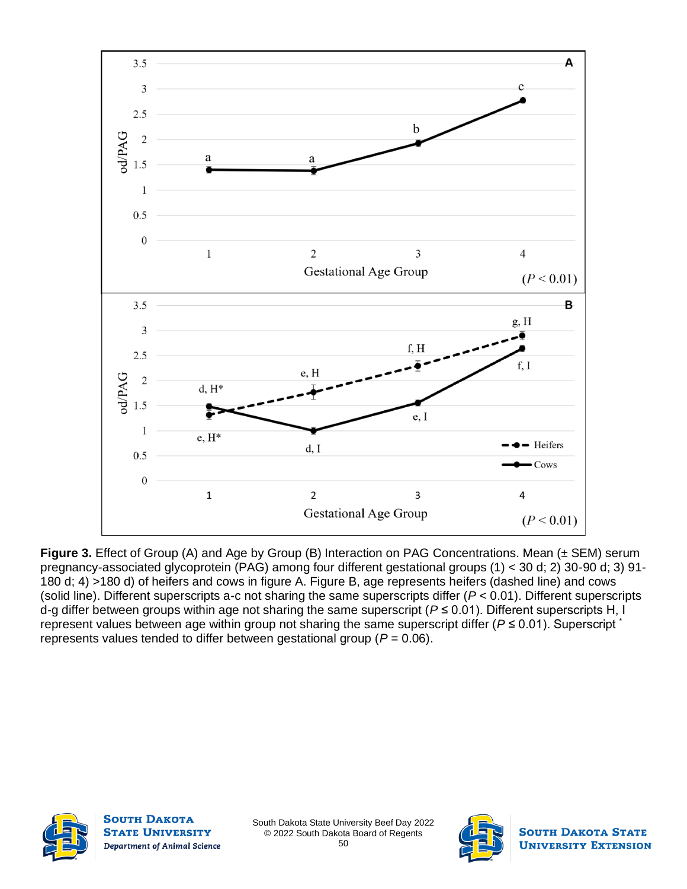**Figure 3.** Effect of Group (A) and Age by Group (B) Interaction on PAG Concentrations. Mean (± SEM) serum pregnancy-associated glycoprotein (PAG) among four different gestational groups (1) < 30 d; 2) 30-90 d; 3) 91-180 d; 4) >180 d) of heifers and cows in figure A. Figure B, age represents heifers (dashed line) and cows (solid line). Different superscripts a-c not sharing the same superscripts differ ($P < 0.01$). Different superscripts d-g differ between groups within age not sharing the same superscript ($P \leq 0.01$). Different superscripts H, I represent values between age within group not sharing the same superscript differ ($P \leq 0.01$). Superscript * represents values tended to differ between gestational group ($P = 0.06$).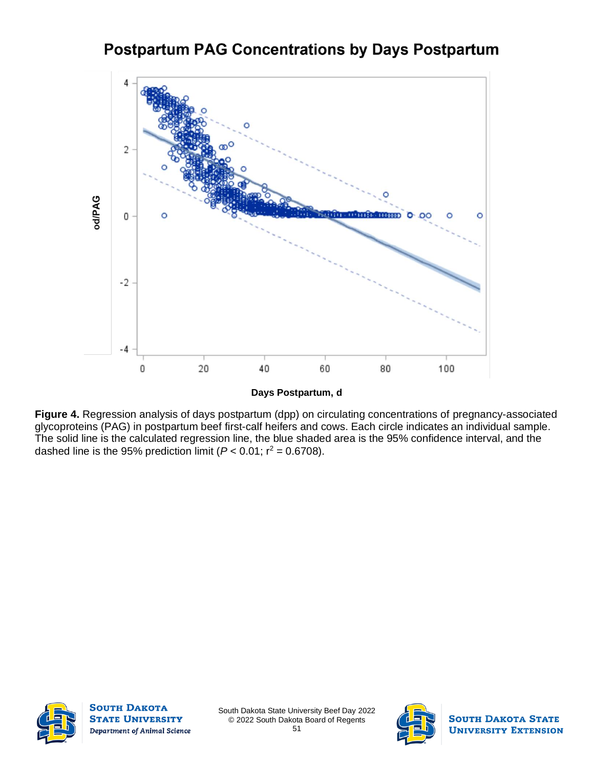# Postpartum PAG Concentrations by Days Postpartum

**Figure 4.** Regression analysis of days postpartum (dpp) on circulating concentrations of pregnancy-associated glycoproteins (PAG) in postpartum beef first-calf heifers and cows. Each circle indicates an individual sample. The solid line is the calculated regression line, the blue shaded area is the 95% confidence interval, and the dashed line is the 95% prediction limit ($P < 0.01$; $r^2 = 0.6708$).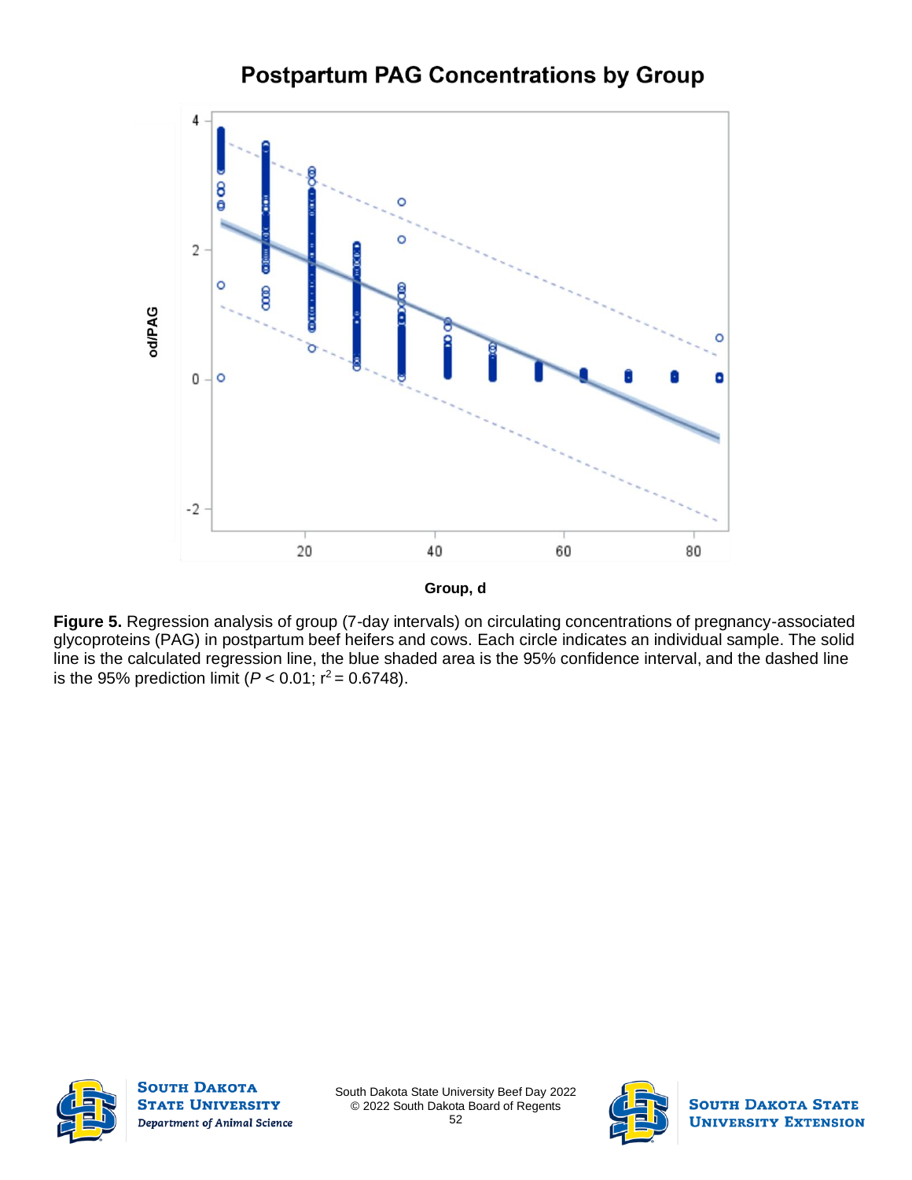**Figure 5.** Regression analysis of group (7-day intervals) on circulating concentrations of pregnancy-associated glycoproteins (PAG) in postpartum beef heifers and cows. Each circle indicates an individual sample. The solid line is the calculated regression line, the blue shaded area is the 95% confidence interval, and the dashed line is the 95% prediction limit ($P < 0.01$; $r^2 = 0.6748$).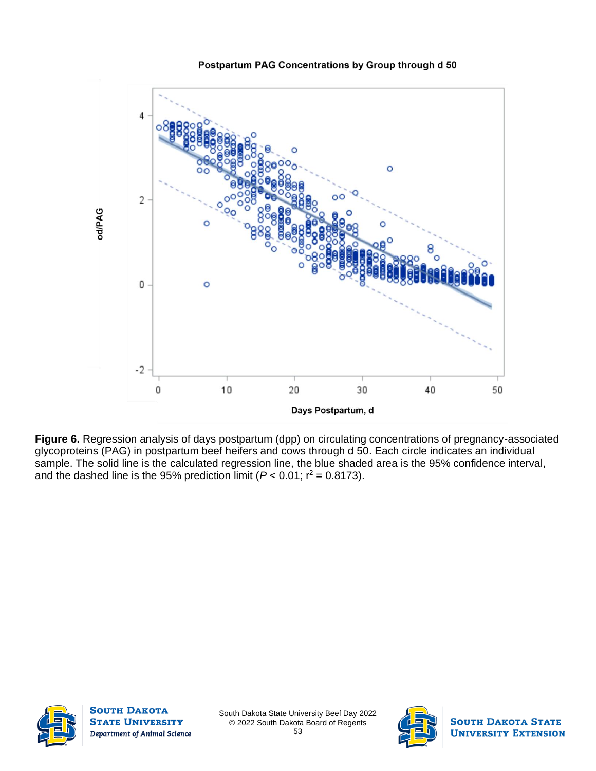**Figure 6.** Regression analysis of days postpartum (dpp) on circulating concentrations of pregnancy-associated glycoproteins (PAG) in postpartum beef heifers and cows through d 50. Each circle indicates an individual sample. The solid line is the calculated regression line, the blue shaded area is the 95% confidence interval, and the dashed line is the 95% prediction limit ($P < 0.01$; $r^2 = 0.8173$).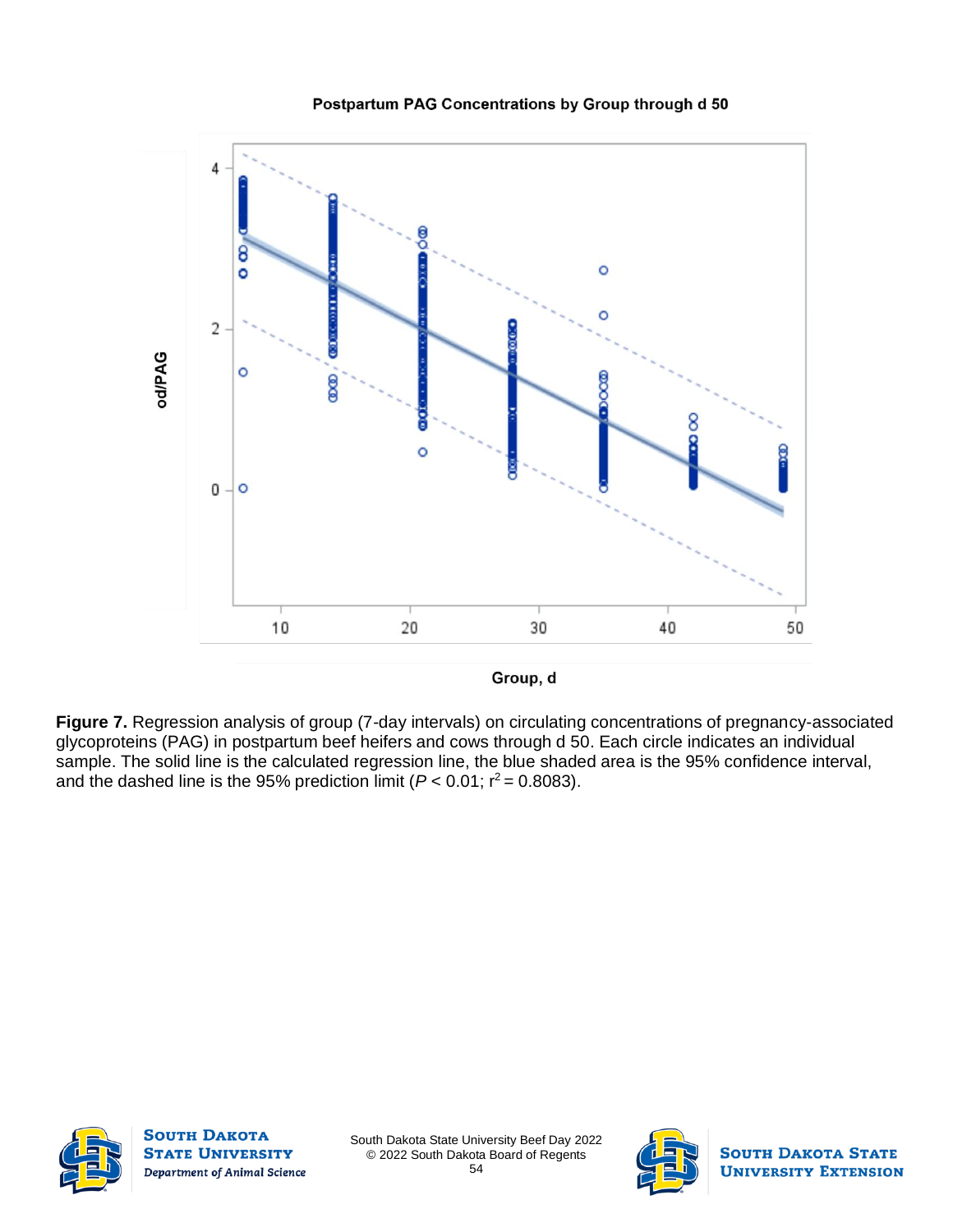**Figure 7.** Regression analysis of group (7-day intervals) on circulating concentrations of pregnancy-associated glycoproteins (PAG) in postpartum beef heifers and cows through d 50. Each circle indicates an individual sample. The solid line is the calculated regression line, the blue shaded area is the 95% confidence interval, and the dashed line is the 95% prediction limit ($P < 0.01$; $r^2 = 0.8083$).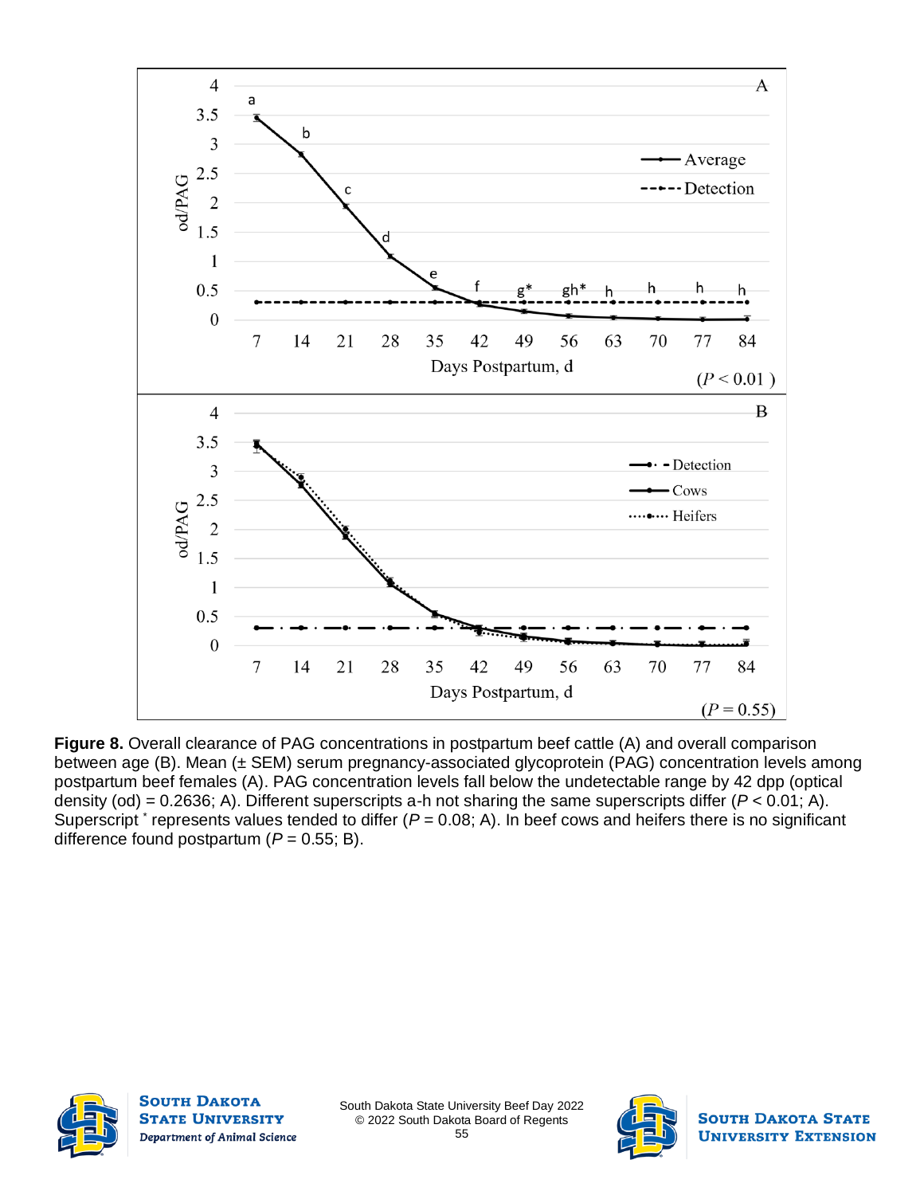A

4
3.5
3
2.5
2
1.5
1
0.5
0

od/PAG

a
b
c
d
e
f
g*
gh*
h
h
h
h

Average
Detection

7 14 21 28 35 42 49 56 63 70 77 84

Days Postpartum, d

($P$ < 0.01 )

B

4
3.5
3
2.5
2
1.5
1
0.5
0

od/PAG

Detection
Cows
Heifers

7 14 21 28 35 42 49 56 63 70 77 84

Days Postpartum, d

($P$ = 0.55)

**Figure 8.** Overall clearance of PAG concentrations in postpartum beef cattle (A) and overall comparison between age (B). Mean (± SEM) serum pregnancy-associated glycoprotein (PAG) concentration levels among postpartum beef females (A). PAG concentration levels fall below the undetectable range by 42 dpp (optical density (od) = 0.2636; A). Different superscripts a-h not sharing the same superscripts differ ($P < 0.01$; A). Superscript * represents values tended to differ ($P = 0.08$; A). In beef cows and heifers there is no significant difference found postpartum ($P = 0.55$; B).